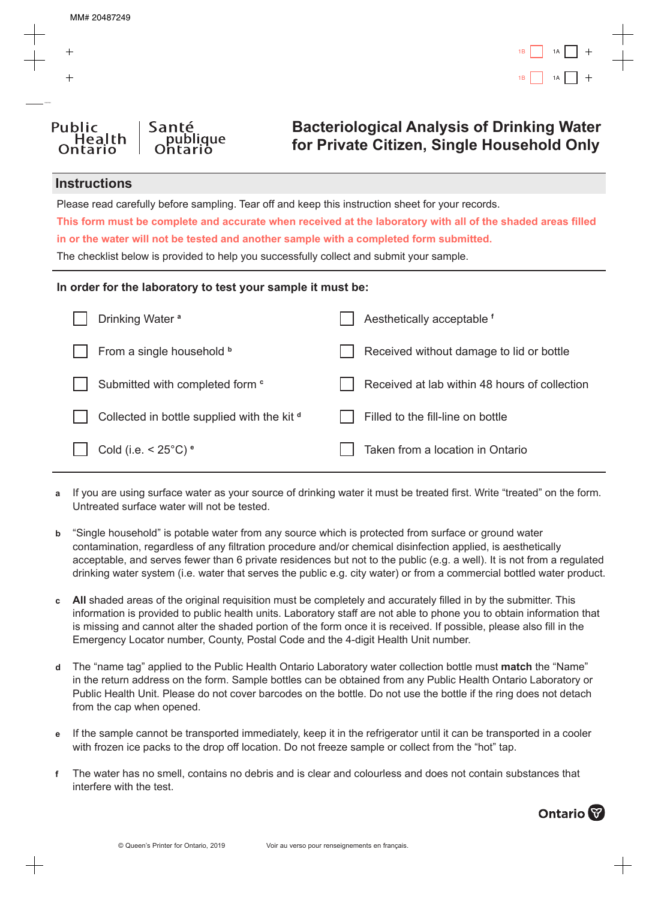MM# 20487249

Public Health Ontario | Santé publique Ontario

# Bacteriological Analysis of Drinking Water for Private Citizen, Single Household Only

## Instructions

Please read carefully before sampling. Tear off and keep this instruction sheet for your records.

**This form must be complete and accurate when received at the laboratory with all of the shaded areas filled in or the water will not be tested and another sample with a completed form submitted.**

The checklist below is provided to help you successfully collect and submit your sample.

**In order for the laboratory to test your sample it must be:**

- ☐ Drinking Water [a]
- ☐ From a single household [b]
- ☐ Submitted with completed form [c]
- ☐ Collected in bottle supplied with the kit [d]
- ☐ Cold (i.e. < 25°C) [e]
- ☐ Aesthetically acceptable [f]
- ☐ Received without damage to lid or bottle
- ☐ Received at lab within 48 hours of collection
- ☐ Filled to the fill-line on bottle
- ☐ Taken from a location in Ontario

**a** If you are using surface water as your source of drinking water it must be treated first. Write "treated" on the form. Untreated surface water will not be tested.

**b** "Single household" is potable water from any source which is protected from surface or ground water contamination, regardless of any filtration procedure and/or chemical disinfection applied, is aesthetically acceptable, and serves fewer than 6 private residences but not to the public (e.g. a well). It is not from a regulated drinking water system (i.e. water that serves the public e.g. city water) or from a commercial bottled water product.

**c** **All** shaded areas of the original requisition must be completely and accurately filled in by the submitter. This information is provided to public health units. Laboratory staff are not able to phone you to obtain information that is missing and cannot alter the shaded portion of the form once it is received. If possible, please also fill in the Emergency Locator number, County, Postal Code and the 4-digit Health Unit number.

**d** The "name tag" applied to the Public Health Ontario Laboratory water collection bottle must **match** the "Name" in the return address on the form. Sample bottles can be obtained from any Public Health Ontario Laboratory or Public Health Unit. Please do not cover barcodes on the bottle. Do not use the bottle if the ring does not detach from the cap when opened.

**e** If the sample cannot be transported immediately, keep it in the refrigerator until it can be transported in a cooler with frozen ice packs to the drop off location. Do not freeze sample or collect from the "hot" tap.

**f** The water has no smell, contains no debris and is clear and colourless and does not contain substances that interfere with the test.

Ontario

© Queen's Printer for Ontario, 2019

Voir au verso pour renseignements en français.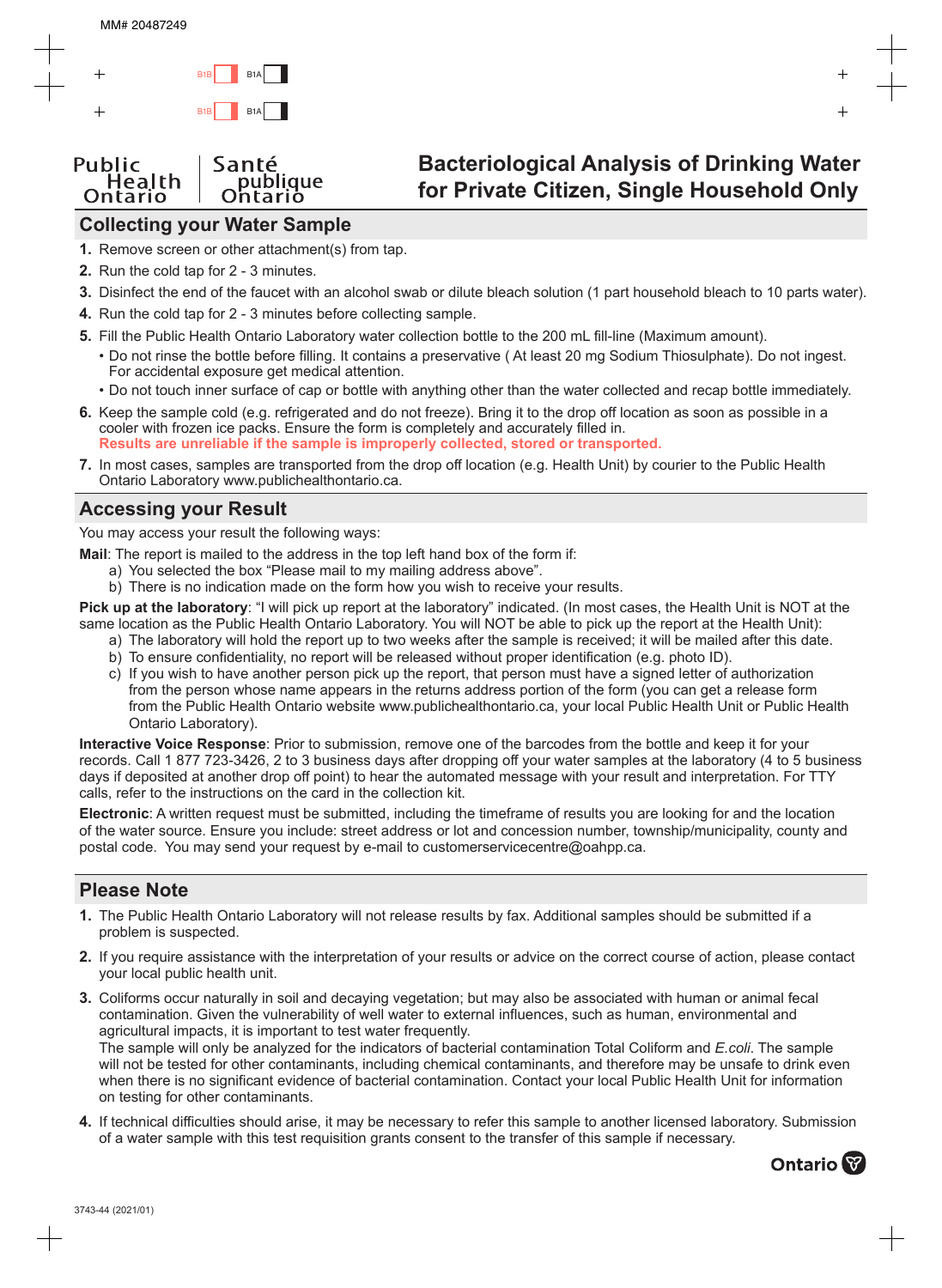Public Health Ontario | Santé publique Ontario

# Bacteriological Analysis of Drinking Water for Private Citizen, Single Household Only

## Collecting your Water Sample

1. Remove screen or other attachment(s) from tap.
2. Run the cold tap for 2 - 3 minutes.
3. Disinfect the end of the faucet with an alcohol swab or dilute bleach solution (1 part household bleach to 10 parts water).
4. Run the cold tap for 2 - 3 minutes before collecting sample.
5. Fill the Public Health Ontario Laboratory water collection bottle to the 200 mL fill-line (Maximum amount).
   - Do not rinse the bottle before filling. It contains a preservative ( At least 20 mg Sodium Thiosulphate). Do not ingest. For accidental exposure get medical attention.
   - Do not touch inner surface of cap or bottle with anything other than the water collected and recap bottle immediately.
6. Keep the sample cold (e.g. refrigerated and do not freeze). Bring it to the drop off location as soon as possible in a cooler with frozen ice packs. Ensure the form is completely and accurately filled in.
   **Results are unreliable if the sample is improperly collected, stored or transported.**
7. In most cases, samples are transported from the drop off location (e.g. Health Unit) by courier to the Public Health Ontario Laboratory www.publichealthontario.ca.

## Accessing your Result

You may access your result the following ways:

**Mail**: The report is mailed to the address in the top left hand box of the form if:

a) You selected the box "Please mail to my mailing address above".
b) There is no indication made on the form how you wish to receive your results.

**Pick up at the laboratory**: "I will pick up report at the laboratory" indicated. (In most cases, the Health Unit is NOT at the same location as the Public Health Ontario Laboratory. You will NOT be able to pick up the report at the Health Unit):

a) The laboratory will hold the report up to two weeks after the sample is received; it will be mailed after this date.
b) To ensure confidentiality, no report will be released without proper identification (e.g. photo ID).
c) If you wish to have another person pick up the report, that person must have a signed letter of authorization from the person whose name appears in the returns address portion of the form (you can get a release form from the Public Health Ontario website www.publichealthontario.ca, your local Public Health Unit or Public Health Ontario Laboratory).

**Interactive Voice Response**: Prior to submission, remove one of the barcodes from the bottle and keep it for your records. Call 1 877 723-3426, 2 to 3 business days after dropping off your water samples at the laboratory (4 to 5 business days if deposited at another drop off point) to hear the automated message with your result and interpretation. For TTY calls, refer to the instructions on the card in the collection kit.

**Electronic**: A written request must be submitted, including the timeframe of results you are looking for and the location of the water source. Ensure you include: street address or lot and concession number, township/municipality, county and postal code. You may send your request by e-mail to customerservicecentre@oahpp.ca.

## Please Note

1. The Public Health Ontario Laboratory will not release results by fax. Additional samples should be submitted if a problem is suspected.
2. If you require assistance with the interpretation of your results or advice on the correct course of action, please contact your local public health unit.
3. Coliforms occur naturally in soil and decaying vegetation; but may also be associated with human or animal fecal contamination. Given the vulnerability of well water to external influences, such as human, environmental and agricultural impacts, it is important to test water frequently.
   The sample will only be analyzed for the indicators of bacterial contamination Total Coliform and *E.coli*. The sample will not be tested for other contaminants, including chemical contaminants, and therefore may be unsafe to drink even when there is no significant evidence of bacterial contamination. Contact your local Public Health Unit for information on testing for other contaminants.
4. If technical difficulties should arise, it may be necessary to refer this sample to another licensed laboratory. Submission of a water sample with this test requisition grants consent to the transfer of this sample if necessary.

Ontario

3743-44 (2021/01)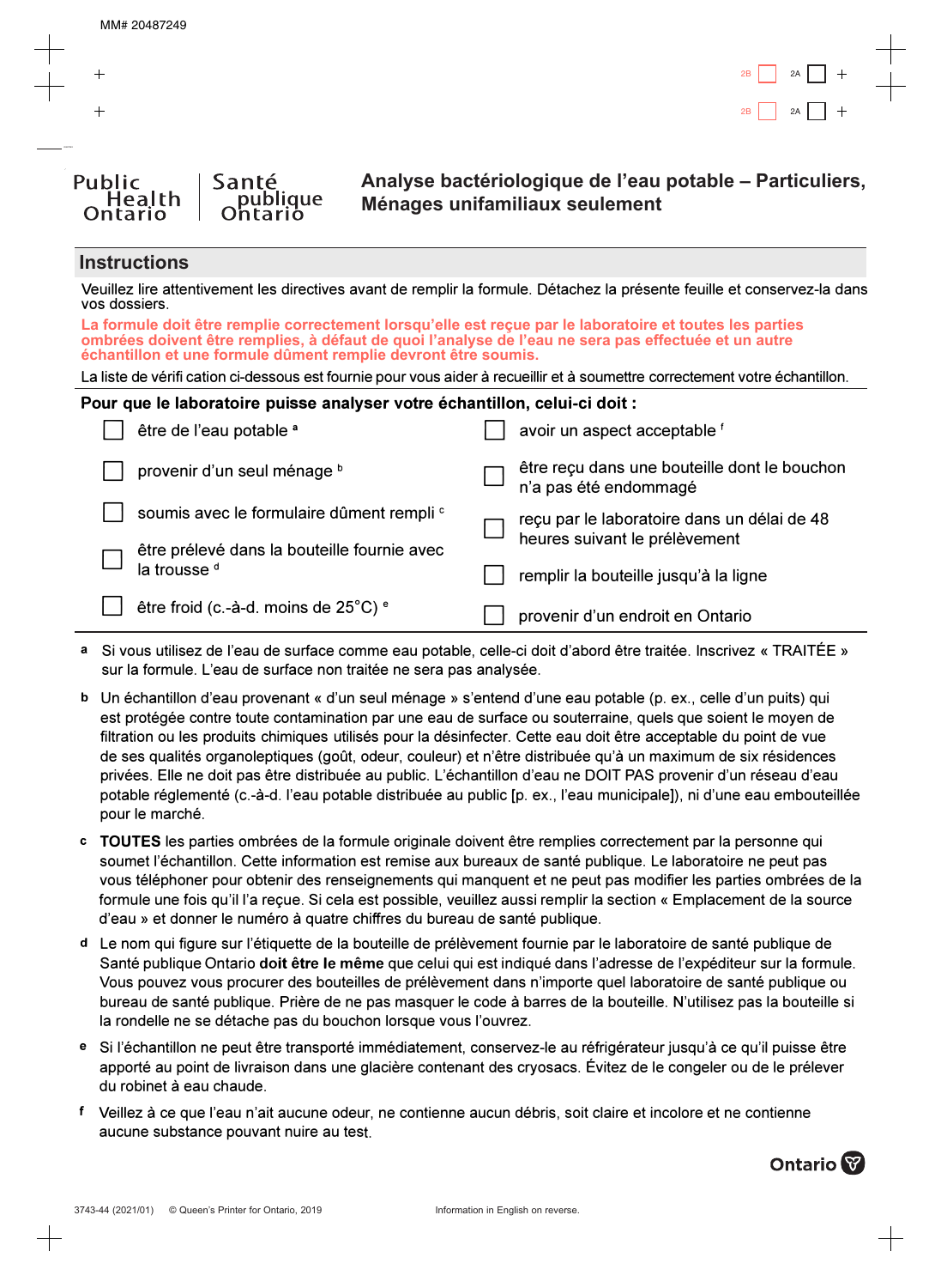MM# 20487249

Public Health Ontario | Santé publique Ontario

# Analyse bactériologique de l'eau potable – Particuliers, Ménages unifamiliaux seulement

## Instructions

Veuillez lire attentivement les directives avant de remplir la formule. Détachez la présente feuille et conservez-la dans vos dossiers.

**La formule doit être remplie correctement lorsqu'elle est reçue par le laboratoire et toutes les parties ombrées doivent être remplies, à défaut de quoi l'analyse de l'eau ne sera pas effectuée et un autre échantillon et une formule dûment remplie devront être soumis.**

La liste de vérification ci-dessous est fournie pour vous aider à recueillir et à soumettre correctement votre échantillon.

**Pour que le laboratoire puisse analyser votre échantillon, celui-ci doit :**

- ☐ être de l'eau potable [a]
- ☐ provenir d'un seul ménage [b]
- ☐ soumis avec le formulaire dûment rempli [c]
- ☐ être prélevé dans la bouteille fournie avec la trousse [d]
- ☐ être froid (c.-à-d. moins de 25°C) [e]
- ☐ avoir un aspect acceptable [f]
- ☐ être reçu dans une bouteille dont le bouchon n'a pas été endommagé
- ☐ reçu par le laboratoire dans un délai de 48 heures suivant le prélèvement
- ☐ remplir la bouteille jusqu'à la ligne
- ☐ provenir d'un endroit en Ontario

**a** Si vous utilisez de l'eau de surface comme eau potable, celle-ci doit d'abord être traitée. Inscrivez « TRAITÉE » sur la formule. L'eau de surface non traitée ne sera pas analysée.

**b** Un échantillon d'eau provenant « d'un seul ménage » s'entend d'une eau potable (p. ex., celle d'un puits) qui est protégée contre toute contamination par une eau de surface ou souterraine, quels que soient le moyen de filtration ou les produits chimiques utilisés pour la désinfecter. Cette eau doit être acceptable du point de vue de ses qualités organoleptiques (goût, odeur, couleur) et n'être distribuée qu'à un maximum de six résidences privées. Elle ne doit pas être distribuée au public. L'échantillon d'eau ne DOIT PAS provenir d'un réseau d'eau potable réglementé (c.-à-d. l'eau potable distribuée au public [p. ex., l'eau municipale]), ni d'une eau embouteillée pour le marché.

**c** **TOUTES** les parties ombrées de la formule originale doivent être remplies correctement par la personne qui soumet l'échantillon. Cette information est remise aux bureaux de santé publique. Le laboratoire ne peut pas vous téléphoner pour obtenir des renseignements qui manquent et ne peut pas modifier les parties ombrées de la formule une fois qu'il l'a reçue. Si cela est possible, veuillez aussi remplir la section « Emplacement de la source d'eau » et donner le numéro à quatre chiffres du bureau de santé publique.

**d** Le nom qui figure sur l'étiquette de la bouteille de prélèvement fournie par le laboratoire de santé publique de Santé publique Ontario **doit être le même** que celui qui est indiqué dans l'adresse de l'expéditeur sur la formule. Vous pouvez vous procurer des bouteilles de prélèvement dans n'importe quel laboratoire de santé publique ou bureau de santé publique. Prière de ne pas masquer le code à barres de la bouteille. N'utilisez pas la bouteille si la rondelle ne se détache pas du bouchon lorsque vous l'ouvrez.

**e** Si l'échantillon ne peut être transporté immédiatement, conservez-le au réfrigérateur jusqu'à ce qu'il puisse être apporté au point de livraison dans une glacière contenant des cryosacs. Évitez de le congeler ou de le prélever du robinet à eau chaude.

**f** Veillez à ce que l'eau n'ait aucune odeur, ne contienne aucun débris, soit claire et incolore et ne contienne aucune substance pouvant nuire au test.

Ontario

3743-44 (2021/01) © Queen's Printer for Ontario, 2019 — Information in English on reverse.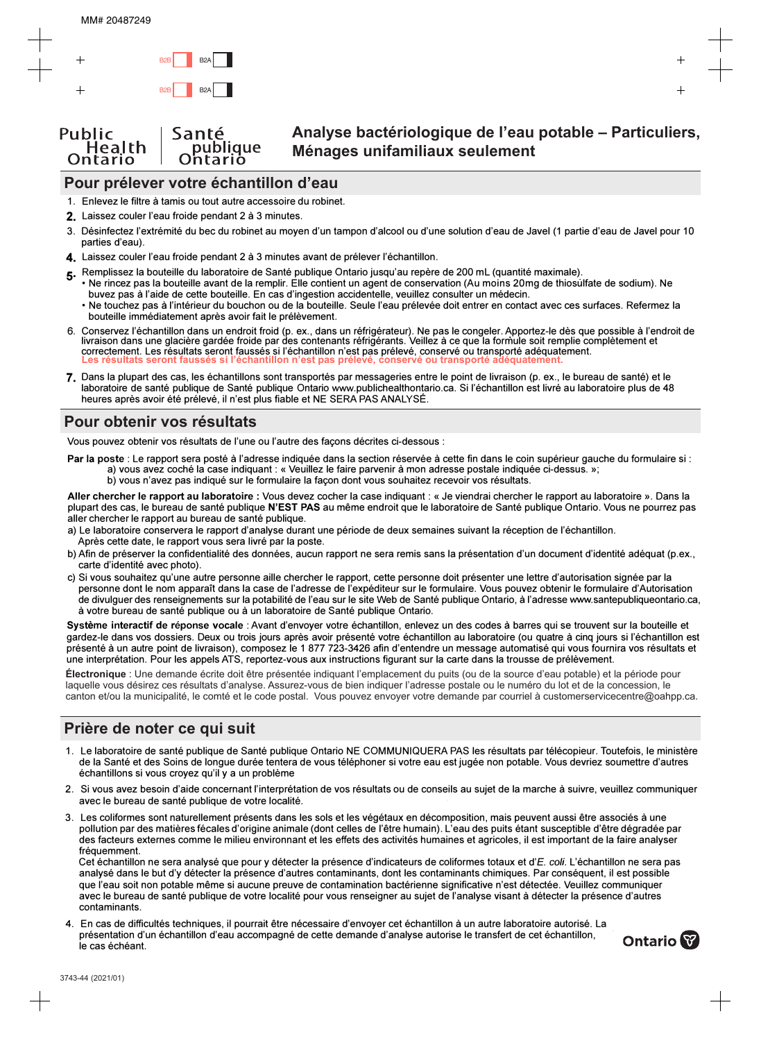Public Health Ontario | Santé publique Ontario

# Analyse bactériologique de l'eau potable – Particuliers, Ménages unifamiliaux seulement

## Pour prélever votre échantillon d'eau

1. Enlevez le filtre à tamis ou tout autre accessoire du robinet.
2. Laissez couler l'eau froide pendant 2 à 3 minutes.
3. Désinfectez l'extrémité du bec du robinet au moyen d'un tampon d'alcool ou d'une solution d'eau de Javel (1 partie d'eau de Javel pour 10 parties d'eau).
4. Laissez couler l'eau froide pendant 2 à 3 minutes avant de prélever l'échantillon.
5. Remplissez la bouteille du laboratoire de Santé publique Ontario jusqu'au repère de 200 mL (quantité maximale).
   - Ne rincez pas la bouteille avant de la remplir. Elle contient un agent de conservation (Au moins 20mg de thiosulfate de sodium). Ne buvez pas à l'aide de cette bouteille. En cas d'ingestion accidentelle, veuillez consulter un médecin.
   - Ne touchez pas à l'intérieur du bouchon ou de la bouteille. Seule l'eau prélevée doit entrer en contact avec ces surfaces. Refermez la bouteille immédiatement après avoir fait le prélèvement.
6. Conservez l'échantillon dans un endroit froid (p. ex., dans un réfrigérateur). Ne pas le congeler. Apportez-le dès que possible à l'endroit de livraison dans une glacière gardée froide par des contenants réfrigérants. Veillez à ce que la formule soit remplie complètement et correctement. Les résultats seront faussés si l'échantillon n'est pas prélevé, conservé ou transporté adéquatement.
   **Les résultats seront faussés si l'échantillon n'est pas prélevé, conservé ou transporté adéquatement.**
7. Dans la plupart des cas, les échantillons sont transportés par messageries entre le point de livraison (p. ex., le bureau de santé) et le laboratoire de santé publique de Santé publique Ontario www.publichealthontario.ca. Si l'échantillon est livré au laboratoire plus de 48 heures après avoir été prélevé, il n'est plus fiable et NE SERA PAS ANALYSÉ.

## Pour obtenir vos résultats

Vous pouvez obtenir vos résultats de l'une ou l'autre des façons décrites ci-dessous :

**Par la poste** : Le rapport sera posté à l'adresse indiquée dans la section réservée à cette fin dans le coin supérieur gauche du formulaire si :
a) vous avez coché la case indiquant : « Veuillez le faire parvenir à mon adresse postale indiquée ci-dessus. »;
b) vous n'avez pas indiqué sur le formulaire la façon dont vous souhaitez recevoir vos résultats.

**Aller chercher le rapport au laboratoire :** Vous devez cocher la case indiquant : « Je viendrai chercher le rapport au laboratoire ». Dans la plupart des cas, le bureau de santé publique **N'EST PAS** au même endroit que le laboratoire de Santé publique Ontario. Vous ne pourrez pas aller chercher le rapport au bureau de santé publique.

a) Le laboratoire conservera le rapport d'analyse durant une période de deux semaines suivant la réception de l'échantillon. Après cette date, le rapport vous sera livré par la poste.
b) Afin de préserver la confidentialité des données, aucun rapport ne sera remis sans la présentation d'un document d'identité adéquat (p.ex., carte d'identité avec photo).
c) Si vous souhaitez qu'une autre personne aille chercher le rapport, cette personne doit présenter une lettre d'autorisation signée par la personne dont le nom apparaît dans la case de l'adresse de l'expéditeur sur le formulaire. Vous pouvez obtenir le formulaire d'Autorisation de divulguer des renseignements sur la potabilité de l'eau sur le site Web de Santé publique Ontario, à l'adresse www.santepubliqueontario.ca, à votre bureau de santé publique ou à un laboratoire de Santé publique Ontario.

**Système interactif de réponse vocale** : Avant d'envoyer votre échantillon, enlevez un des codes à barres qui se trouvent sur la bouteille et gardez-le dans vos dossiers. Deux ou trois jours après avoir présenté votre échantillon au laboratoire (ou quatre à cinq jours si l'échantillon est présenté à un autre point de livraison), composez le 1 877 723-3426 afin d'entendre un message automatisé qui vous fournira vos résultats et une interprétation. Pour les appels ATS, reportez-vous aux instructions figurant sur la carte dans la trousse de prélèvement.

**Électronique** : Une demande écrite doit être présentée indiquant l'emplacement du puits (ou de la source d'eau potable) et la période pour laquelle vous désirez ces résultats d'analyse. Assurez-vous de bien indiquer l'adresse postale ou le numéro du lot et de la concession, le canton et/ou la municipalité, le comté et le code postal. Vous pouvez envoyer votre demande par courriel à customerservicecentre@oahpp.ca.

## Prière de noter ce qui suit

1. Le laboratoire de santé publique de Santé publique Ontario NE COMMUNIQUERA PAS les résultats par télécopieur. Toutefois, le ministère de la Santé et des Soins de longue durée tentera de vous téléphoner si votre eau est jugée non potable. Vous devriez soumettre d'autres échantillons si vous croyez qu'il y a un problème
2. Si vous avez besoin d'aide concernant l'interprétation de vos résultats ou de conseils au sujet de la marche à suivre, veuillez communiquer avec le bureau de santé publique de votre localité.
3. Les coliformes sont naturellement présents dans les sols et les végétaux en décomposition, mais peuvent aussi être associés à une pollution par des matières fécales d'origine animale (dont celles de l'être humain). L'eau des puits étant susceptible d'être dégradée par des facteurs externes comme le milieu environnant et les effets des activités humaines et agricoles, il est important de la faire analyser fréquemment.
   Cet échantillon ne sera analysé que pour y détecter la présence d'indicateurs de coliformes totaux et d'*E. coli*. L'échantillon ne sera pas analysé dans le but d'y détecter la présence d'autres contaminants, dont les contaminants chimiques. Par conséquent, il est possible que l'eau soit non potable même si aucune preuve de contamination bactérienne significative n'est détectée. Veuillez communiquer avec le bureau de santé publique de votre localité pour vous renseigner au sujet de l'analyse visant à détecter la présence d'autres contaminants.
4. En cas de difficultés techniques, il pourrait être nécessaire d'envoyer cet échantillon à un autre laboratoire autorisé. La présentation d'un échantillon d'eau accompagné de cette demande d'analyse autorise le transfert de cet échantillon, le cas échéant.

Ontario

3743-44 (2021/01)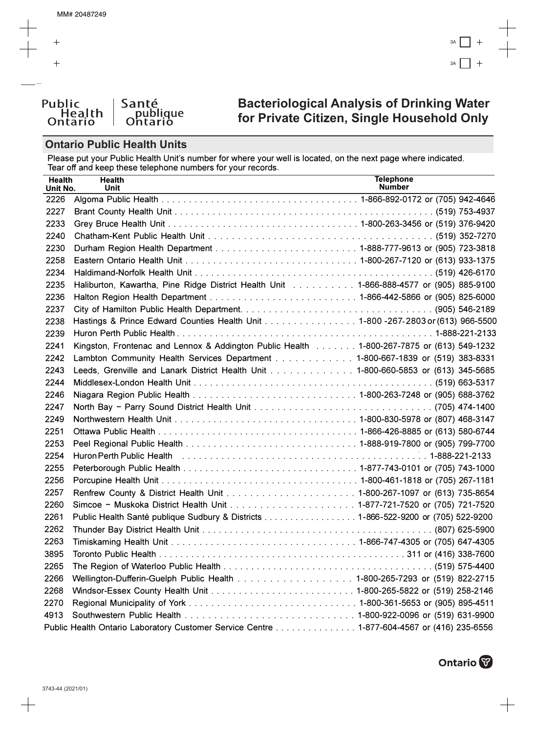Public Health Ontario | Santé publique Ontario

# Bacteriological Analysis of Drinking Water for Private Citizen, Single Household Only

## Ontario Public Health Units

Please put your Public Health Unit's number for where your well is located, on the next page where indicated. Tear off and keep these telephone numbers for your records.

| Health Unit No. | Health Unit | Telephone Number |
|---|---|---|
| 2226 | Algoma Public Health | 1-866-892-0172 or (705) 942-4646 |
| 2227 | Brant County Health Unit | (519) 753-4937 |
| 2233 | Grey Bruce Health Unit | 1-800-263-3456 or (519) 376-9420 |
| 2240 | Chatham-Kent Public Health Unit | (519) 352-7270 |
| 2230 | Durham Region Health Department | 1-888-777-9613 or (905) 723-3818 |
| 2258 | Eastern Ontario Health Unit | 1-800-267-7120 or (613) 933-1375 |
| 2234 | Haldimand-Norfolk Health Unit | (519) 426-6170 |
| 2235 | Haliburton, Kawartha, Pine Ridge District Health Unit | 1-866-888-4577 or (905) 885-9100 |
| 2236 | Halton Region Health Department | 1-866-442-5866 or (905) 825-6000 |
| 2237 | City of Hamilton Public Health Department | (905) 546-2189 |
| 2238 | Hastings & Prince Edward Counties Health Unit | 1-800-267-2803 or (613) 966-5500 |
| 2239 | Huron Perth Public Health | 1-888-221-2133 |
| 2241 | Kingston, Frontenac and Lennox & Addington Public Health | 1-800-267-7875 or (613) 549-1232 |
| 2242 | Lambton Community Health Services Department | 1-800-667-1839 or (519) 383-8331 |
| 2243 | Leeds, Grenville and Lanark District Health Unit | 1-800-660-5853 or (613) 345-5685 |
| 2244 | Middlesex-London Health Unit | (519) 663-5317 |
| 2246 | Niagara Region Public Health | 1-800-263-7248 or (905) 688-3762 |
| 2247 | North Bay − Parry Sound District Health Unit | (705) 474-1400 |
| 2249 | Northwestern Health Unit | 1-800-830-5978 or (807) 468-3147 |
| 2251 | Ottawa Public Health | 1-866-426-8885 or (613) 580-6744 |
| 2253 | Peel Regional Public Health | 1-888-919-7800 or (905) 799-7700 |
| 2254 | Huron Perth Public Health | 1-888-221-2133 |
| 2255 | Peterborough Public Health | 1-877-743-0101 or (705) 743-1000 |
| 2256 | Porcupine Health Unit | 1-800-461-1818 or (705) 267-1181 |
| 2257 | Renfrew County & District Health Unit | 1-800-267-1097 or (613) 735-8654 |
| 2260 | Simcoe − Muskoka District Health Unit | 1-877-721-7520 or (705) 721-7520 |
| 2261 | Public Health Santé publique Sudbury & Districts | 1-866-522-9200 or (705) 522-9200 |
| 2262 | Thunder Bay District Health Unit | (807) 625-5900 |
| 2263 | Timiskaming Health Unit | 1-866-747-4305 or (705) 647-4305 |
| 3895 | Toronto Public Health | 311 or (416) 338-7600 |
| 2265 | The Region of Waterloo Public Health | (519) 575-4400 |
| 2266 | Wellington-Dufferin-Guelph Public Health | 1-800-265-7293 or (519) 822-2715 |
| 2268 | Windsor-Essex County Health Unit | 1-800-265-5822 or (519) 258-2146 |
| 2270 | Regional Municipality of York | 1-800-361-5653 or (905) 895-4511 |
| 4913 | Southwestern Public Health | 1-800-922-0096 or (519) 631-9900 |
| | Public Health Ontario Laboratory Customer Service Centre | 1-877-604-4567 or (416) 235-6556 |

3743-44 (2021/01)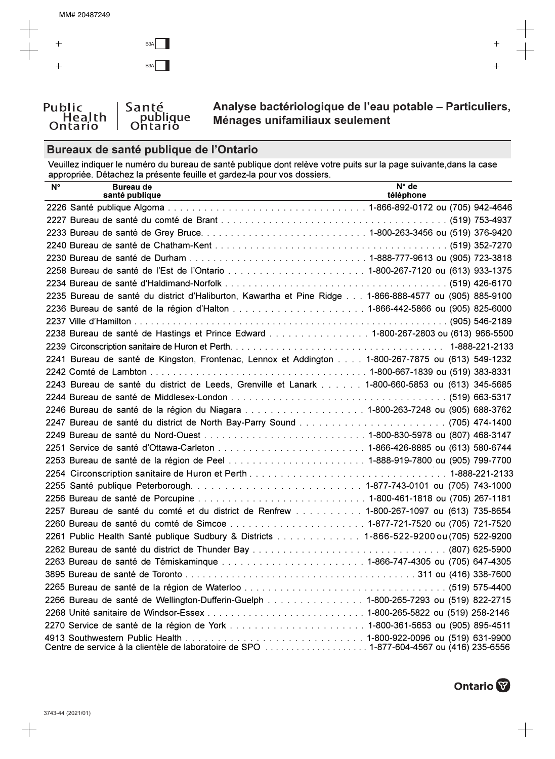Public Health Ontario | Santé publique Ontario

# Analyse bactériologique de l'eau potable – Particuliers, Ménages unifamiliaux seulement

## Bureaux de santé publique de l'Ontario

Veuillez indiquer le numéro du bureau de santé publique dont relève votre puits sur la page suivante,dans la case appropriée. Détachez la présente feuille et gardez-la pour vos dossiers.

| N° | Bureau de santé publique | N° de téléphone |
|---|---|---|
| 2226 | Santé publique Algoma | 1-866-892-0172 ou (705) 942-4646 |
| 2227 | Bureau de santé du comté de Brant | (519) 753-4937 |
| 2233 | Bureau de santé de Grey Bruce | 1-800-263-3456 ou (519) 376-9420 |
| 2240 | Bureau de santé de Chatham-Kent | (519) 352-7270 |
| 2230 | Bureau de santé de Durham | 1-888-777-9613 ou (905) 723-3818 |
| 2258 | Bureau de santé de l'Est de l'Ontario | 1-800-267-7120 ou (613) 933-1375 |
| 2234 | Bureau de santé d'Haldimand-Norfolk | (519) 426-6170 |
| 2235 | Bureau de santé du district d'Haliburton, Kawartha et Pine Ridge | 1-866-888-4577 ou (905) 885-9100 |
| 2236 | Bureau de santé de la région d'Halton | 1-866-442-5866 ou (905) 825-6000 |
| 2237 | Ville d'Hamilton | (905) 546-2189 |
| 2238 | Bureau de santé de Hastings et Prince Edward | 1-800-267-2803 ou (613) 966-5500 |
| 2239 | Circonscription sanitaire de Huron et Perth | 1-888-221-2133 |
| 2241 | Bureau de santé de Kingston, Frontenac, Lennox et Addington | 1-800-267-7875 ou (613) 549-1232 |
| 2242 | Comté de Lambton | 1-800-667-1839 ou (519) 383-8331 |
| 2243 | Bureau de santé du district de Leeds, Grenville et Lanark | 1-800-660-5853 ou (613) 345-5685 |
| 2244 | Bureau de santé de Middlesex-London | (519) 663-5317 |
| 2246 | Bureau de santé de la région du Niagara | 1-800-263-7248 ou (905) 688-3762 |
| 2247 | Bureau de santé du district de North Bay-Parry Sound | (705) 474-1400 |
| 2249 | Bureau de santé du Nord-Ouest | 1-800-830-5978 ou (807) 468-3147 |
| 2251 | Service de santé d'Ottawa-Carleton | 1-866-426-8885 ou (613) 580-6744 |
| 2253 | Bureau de santé de la région de Peel | 1-888-919-7800 ou (905) 799-7700 |
| 2254 | Circonscription sanitaire de Huron et Perth | 1-888-221-2133 |
| 2255 | Santé publique Peterborough | 1-877-743-0101 ou (705) 743-1000 |
| 2256 | Bureau de santé de Porcupine | 1-800-461-1818 ou (705) 267-1181 |
| 2257 | Bureau de santé du comté et du district de Renfrew | 1-800-267-1097 ou (613) 735-8654 |
| 2260 | Bureau de santé du comté de Simcoe | 1-877-721-7520 ou (705) 721-7520 |
| 2261 | Public Health Santé publique Sudbury & Districts | 1-866-522-9200 ou (705) 522-9200 |
| 2262 | Bureau de santé du district de Thunder Bay | (807) 625-5900 |
| 2263 | Bureau de santé de Témiskaminque | 1-866-747-4305 ou (705) 647-4305 |
| 3895 | Bureau de santé de Toronto | 311 ou (416) 338-7600 |
| 2265 | Bureau de santé de la région de Waterloo | (519) 575-4400 |
| 2266 | Bureau de santé de Wellington-Dufferin-Guelph | 1-800-265-7293 ou (519) 822-2715 |
| 2268 | Unité sanitaire de Windsor-Essex | 1-800-265-5822 ou (519) 258-2146 |
| 2270 | Service de santé de la région de York | 1-800-361-5653 ou (905) 895-4511 |
| 4913 | Southwestern Public Health | 1-800-922-0096 ou (519) 631-9900 |
| | Centre de service à la clientèle de laboratoire de SPO | 1-877-604-4567 ou (416) 235-6556 |

Ontario

3743-44 (2021/01)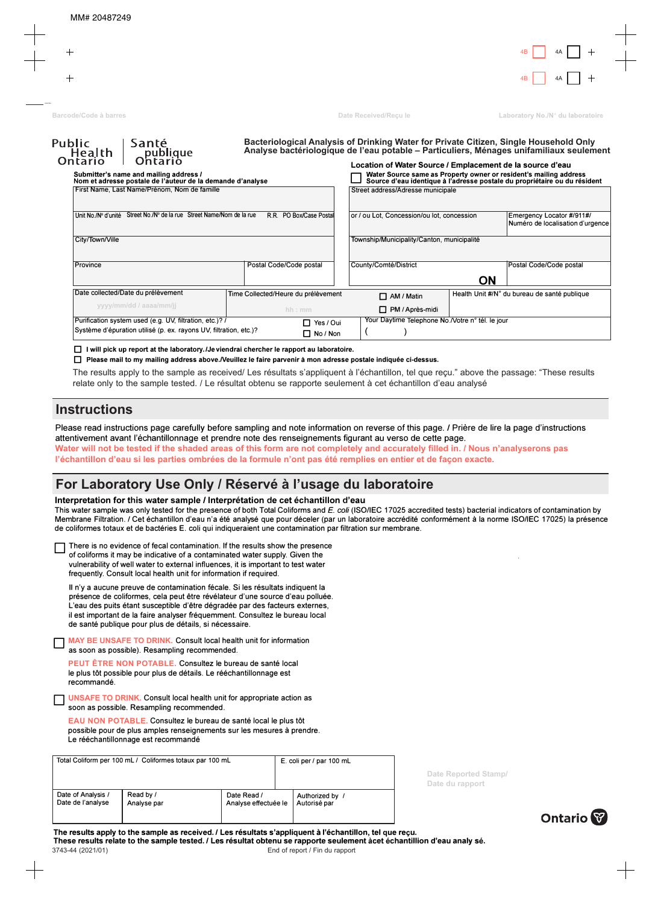MM# 20487249

4B ☐ 4A ☐

4B ☐ 4A ☐

Barcode/Code à barres

Date Received/Reçu le

Laboratory No./N° du laboratoire

Public Health Ontario | Santé publique Ontario

**Bacteriological Analysis of Drinking Water for Private Citizen, Single Household Only**
**Analyse bactériologique de l'eau potable – Particuliers, Ménages unifamiliaux seulement**

**Submitter's name and mailing address / Nom et adresse postale de l'auteur de la demande d'analyse**

| | |
|---|---|
| First Name, Last Name/Prénom, Nom de famille | |
| Unit No./N° d'unité, Street No./N° de la rue, Street Name/Nom de la rue, R.R., PO Box/Case Postal | |
| City/Town/Ville | |
| Province | Postal Code/Code postal |

**Location of Water Source / Emplacement de la source d'eau**

☐ **Water Source same as Property owner or resident's mailing address / Source d'eau identique à l'adresse postale du propriétaire ou du résident**

| | |
|---|---|
| Street address/Adresse municipale | |
| or / ou Lot, Concession/ou lot, concession | Emergency Locator #/911#/ Numéro de localisation d'urgence |
| Township/Municipality/Canton, municipalité | |
| County/Comté/District | Postal Code/Code postal |
| **ON** | |

| | | | |
|---|---|---|---|
| Date collected/Date du prélèvement<br>yyyy/mm/dd / aaaa/mm/jj | Time Collected/Heure du prélèvement<br>hh : mm | ☐ AM / Matin<br>☐ PM / Après-midi | Health Unit #/N° du bureau de santé publique |
| Purification system used (e.g. UV, filtration, etc.)? / Système d'épuration utilisé (p. ex. rayons UV, filtration, etc.)? | ☐ Yes / Oui<br>☐ No / Non | Your Daytime Telephone No./Votre n° tél. le jour<br>(     ) | |

☐ **I will pick up report at the laboratory./Je viendrai chercher le rapport au laboratoire.**

☐ **Please mail to my mailing address above./Veuillez le faire parvenir à mon adresse postale indiquée ci-dessus.**

The results apply to the sample as received/ Les résultats s'appliquent à l'échantillon, tel que reçu." above the passage: "These results relate only to the sample tested. / Le résultat obtenu se rapporte seulement à cet échantillon d'eau analysé

## Instructions

Please read instructions page carefully before sampling and note information on reverse of this page. / Prière de lire la page d'instructions attentivement avant l'échantillonnage et prendre note des renseignements figurant au verso de cette page.

**Water will not be tested if the shaded areas of this form are not completely and accurately filled in. / Nous n'analyserons pas l'échantillon d'eau si les parties ombrées de la formule n'ont pas été remplies en entier et de façon exacte.**

## For Laboratory Use Only / Réservé à l'usage du laboratoire

**Interpretation for this water sample / Interprétation de cet échantillon d'eau**

This water sample was only tested for the presence of both Total Coliforms and *E. coli* (ISO/IEC 17025 accredited tests) bacterial indicators of contamination by Membrane Filtration. / Cet échantillon d'eau n'a été analysé que pour déceler (par un laboratoire accrédité conformément à la norme ISO/IEC 17025) la présence de coliformes totaux et de bactéries E. coli qui indiqueraient une contamination par filtration sur membrane.

☐ There is no evidence of fecal contamination. If the results show the presence of coliforms it may be indicative of a contaminated water supply. Given the vulnerability of well water to external influences, it is important to test water frequently. Consult local health unit for information if required.

Il n'y a aucune preuve de contamination fécale. Si les résultats indiquent la présence de coliformes, cela peut être révélateur d'une source d'eau polluée. L'eau des puits étant susceptible d'être dégradée par des facteurs externes, il est important de la faire analyser fréquemment. Consultez le bureau local de santé publique pour plus de détails, si nécessaire.

☐ **MAY BE UNSAFE TO DRINK.** Consult local health unit for information as soon as possible). Resampling recommended.

**PEUT ÊTRE NON POTABLE.** Consultez le bureau de santé local le plus tôt possible pour plus de détails. Le rééchantillonnage est recommandé.

☐ **UNSAFE TO DRINK.** Consult local health unit for appropriate action as soon as possible. Resampling recommended.

**EAU NON POTABLE.** Consultez le bureau de santé local le plus tôt possible pour de plus amples renseignements sur les mesures à prendre. Le rééchantillonnage est recommandé

| Total Coliform per 100 mL / Coliformes totaux par 100 mL | | E. coli per / par 100 mL | |
|---|---|---|---|
| | | | |
| Date of Analysis / Date de l'analyse | Read by / Analysé par | Date Read / Analyse effectuée le | Authorized by / Autorisé par |
| | | | |

Date Reported Stamp/ Date du rapport

Ontario

**The results apply to the sample as received. / Les résultats s'appliquent à l'échantillon, tel que reçu.**
**These results relate to the sample tested. / Les résultat obtenu se rapporte seulement àcet échantillon d'eau analy sé.**

3743-44 (2021/01)

End of report / Fin du rapport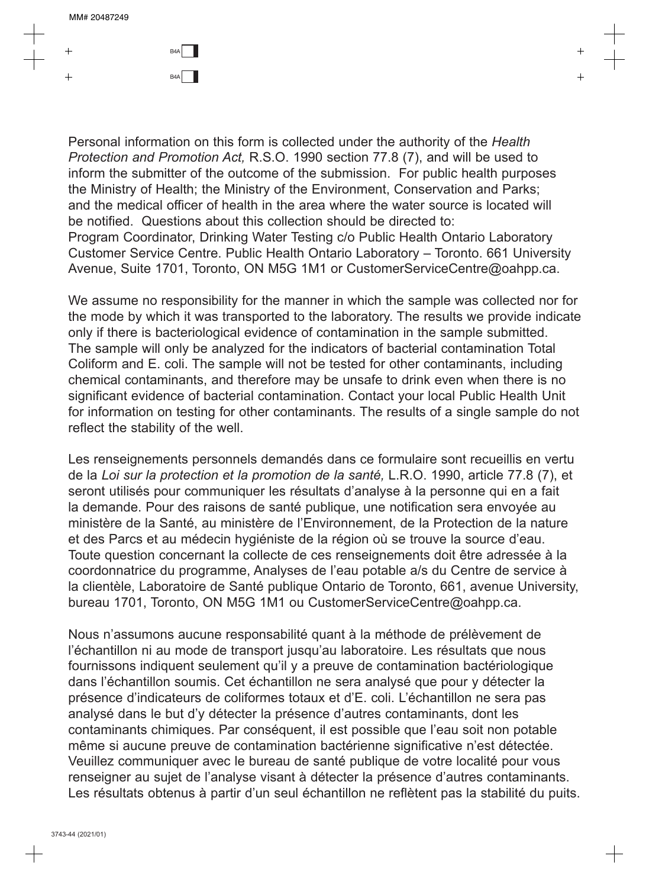Personal information on this form is collected under the authority of the *Health Protection and Promotion Act,* R.S.O. 1990 section 77.8 (7), and will be used to inform the submitter of the outcome of the submission. For public health purposes the Ministry of Health; the Ministry of the Environment, Conservation and Parks; and the medical officer of health in the area where the water source is located will be notified. Questions about this collection should be directed to: Program Coordinator, Drinking Water Testing c/o Public Health Ontario Laboratory Customer Service Centre. Public Health Ontario Laboratory – Toronto. 661 University Avenue, Suite 1701, Toronto, ON M5G 1M1 or CustomerServiceCentre@oahpp.ca.

We assume no responsibility for the manner in which the sample was collected nor for the mode by which it was transported to the laboratory. The results we provide indicate only if there is bacteriological evidence of contamination in the sample submitted. The sample will only be analyzed for the indicators of bacterial contamination Total Coliform and E. coli. The sample will not be tested for other contaminants, including chemical contaminants, and therefore may be unsafe to drink even when there is no significant evidence of bacterial contamination. Contact your local Public Health Unit for information on testing for other contaminants. The results of a single sample do not reflect the stability of the well.

Les renseignements personnels demandés dans ce formulaire sont recueillis en vertu de la *Loi sur la protection et la promotion de la santé,* L.R.O. 1990, article 77.8 (7), et seront utilisés pour communiquer les résultats d'analyse à la personne qui en a fait la demande. Pour des raisons de santé publique, une notification sera envoyée au ministère de la Santé, au ministère de l'Environnement, de la Protection de la nature et des Parcs et au médecin hygiéniste de la région où se trouve la source d'eau. Toute question concernant la collecte de ces renseignements doit être adressée à la coordonnatrice du programme, Analyses de l'eau potable a/s du Centre de service à la clientèle, Laboratoire de Santé publique Ontario de Toronto, 661, avenue University, bureau 1701, Toronto, ON M5G 1M1 ou CustomerServiceCentre@oahpp.ca.

Nous n'assumons aucune responsabilité quant à la méthode de prélèvement de l'échantillon ni au mode de transport jusqu'au laboratoire. Les résultats que nous fournissons indiquent seulement qu'il y a preuve de contamination bactériologique dans l'échantillon soumis. Cet échantillon ne sera analysé que pour y détecter la présence d'indicateurs de coliformes totaux et d'E. coli. L'échantillon ne sera pas analysé dans le but d'y détecter la présence d'autres contaminants, dont les contaminants chimiques. Par conséquent, il est possible que l'eau soit non potable même si aucune preuve de contamination bactérienne significative n'est détectée. Veuillez communiquer avec le bureau de santé publique de votre localité pour vous renseigner au sujet de l'analyse visant à détecter la présence d'autres contaminants. Les résultats obtenus à partir d'un seul échantillon ne reflètent pas la stabilité du puits.

3743-44 (2021/01)